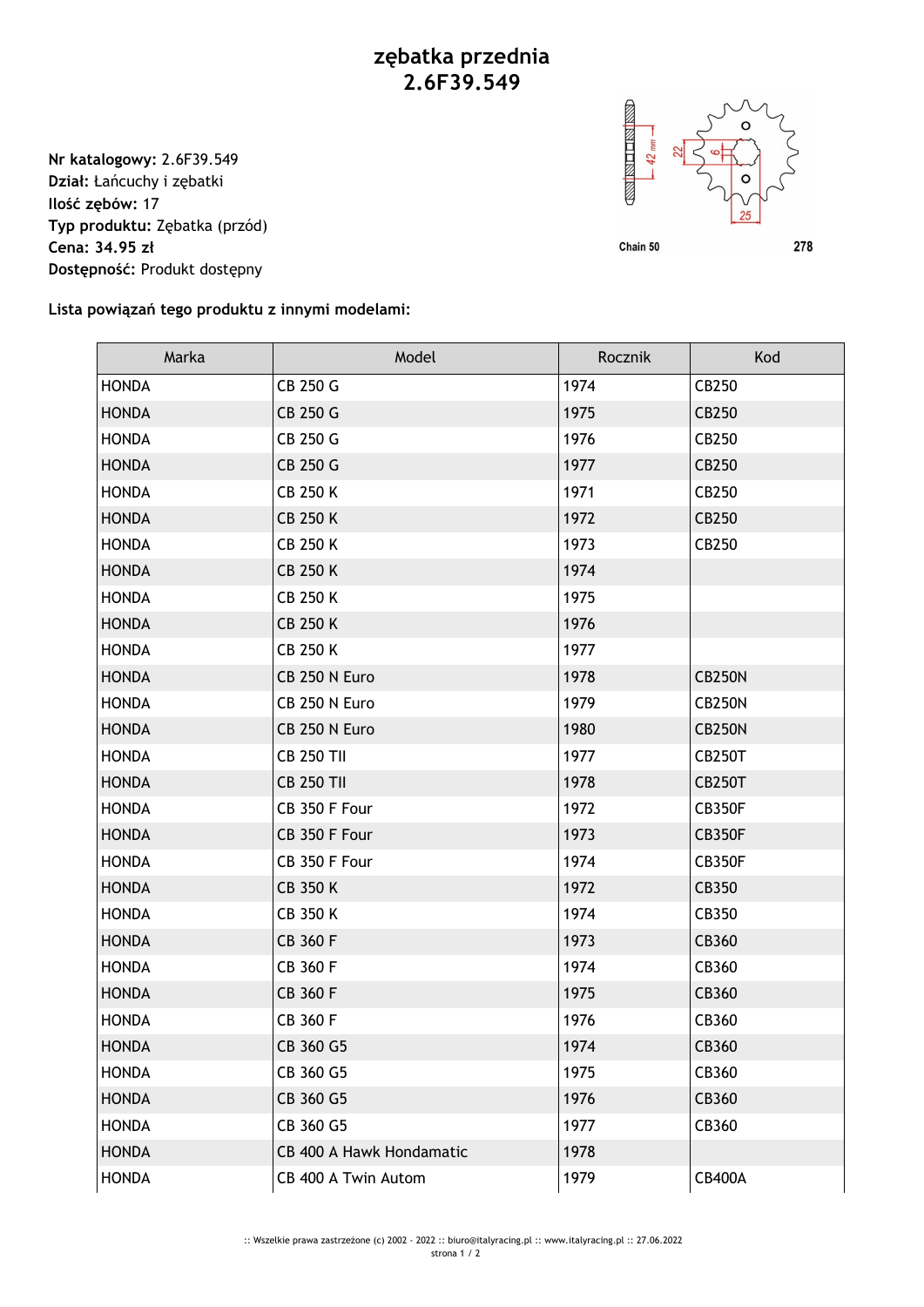# zębatka przednia
# 2.6F39.549

**Nr katalogowy:** 2.6F39.549
**Dział:** Łańcuchy i zębatki
**Ilość zębów:** 17
**Typ produktu:** Zębatka (przód)
**Cena: 34.95 zł**
**Dostępność:** Produkt dostępny

**Lista powiązań tego produktu z innymi modelami:**

| Marka | Model | Rocznik | Kod |
|---|---|---|---|
| HONDA | CB 250 G | 1974 | CB250 |
| HONDA | CB 250 G | 1975 | CB250 |
| HONDA | CB 250 G | 1976 | CB250 |
| HONDA | CB 250 G | 1977 | CB250 |
| HONDA | CB 250 K | 1971 | CB250 |
| HONDA | CB 250 K | 1972 | CB250 |
| HONDA | CB 250 K | 1973 | CB250 |
| HONDA | CB 250 K | 1974 | |
| HONDA | CB 250 K | 1975 | |
| HONDA | CB 250 K | 1976 | |
| HONDA | CB 250 K | 1977 | |
| HONDA | CB 250 N Euro | 1978 | CB250N |
| HONDA | CB 250 N Euro | 1979 | CB250N |
| HONDA | CB 250 N Euro | 1980 | CB250N |
| HONDA | CB 250 TII | 1977 | CB250T |
| HONDA | CB 250 TII | 1978 | CB250T |
| HONDA | CB 350 F Four | 1972 | CB350F |
| HONDA | CB 350 F Four | 1973 | CB350F |
| HONDA | CB 350 F Four | 1974 | CB350F |
| HONDA | CB 350 K | 1972 | CB350 |
| HONDA | CB 350 K | 1974 | CB350 |
| HONDA | CB 360 F | 1973 | CB360 |
| HONDA | CB 360 F | 1974 | CB360 |
| HONDA | CB 360 F | 1975 | CB360 |
| HONDA | CB 360 F | 1976 | CB360 |
| HONDA | CB 360 G5 | 1974 | CB360 |
| HONDA | CB 360 G5 | 1975 | CB360 |
| HONDA | CB 360 G5 | 1976 | CB360 |
| HONDA | CB 360 G5 | 1977 | CB360 |
| HONDA | CB 400 A Hawk Hondamatic | 1978 | |
| HONDA | CB 400 A Twin Autom | 1979 | CB400A |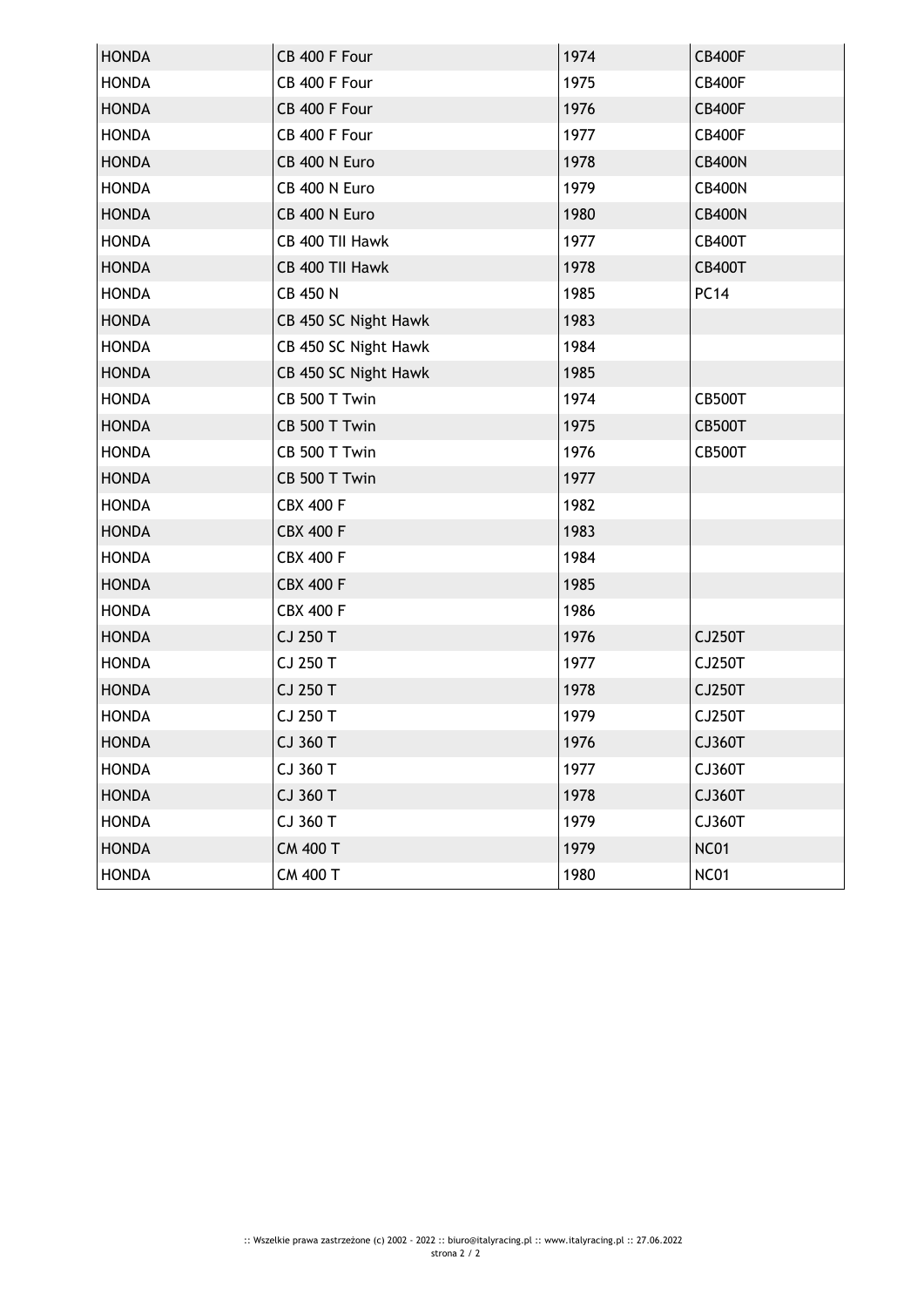| | | | |
|---|---|---|---|
| HONDA | CB 400 F Four | 1974 | CB400F |
| HONDA | CB 400 F Four | 1975 | CB400F |
| HONDA | CB 400 F Four | 1976 | CB400F |
| HONDA | CB 400 F Four | 1977 | CB400F |
| HONDA | CB 400 N Euro | 1978 | CB400N |
| HONDA | CB 400 N Euro | 1979 | CB400N |
| HONDA | CB 400 N Euro | 1980 | CB400N |
| HONDA | CB 400 TII Hawk | 1977 | CB400T |
| HONDA | CB 400 TII Hawk | 1978 | CB400T |
| HONDA | CB 450 N | 1985 | PC14 |
| HONDA | CB 450 SC Night Hawk | 1983 | |
| HONDA | CB 450 SC Night Hawk | 1984 | |
| HONDA | CB 450 SC Night Hawk | 1985 | |
| HONDA | CB 500 T Twin | 1974 | CB500T |
| HONDA | CB 500 T Twin | 1975 | CB500T |
| HONDA | CB 500 T Twin | 1976 | CB500T |
| HONDA | CB 500 T Twin | 1977 | |
| HONDA | CBX 400 F | 1982 | |
| HONDA | CBX 400 F | 1983 | |
| HONDA | CBX 400 F | 1984 | |
| HONDA | CBX 400 F | 1985 | |
| HONDA | CBX 400 F | 1986 | |
| HONDA | CJ 250 T | 1976 | CJ250T |
| HONDA | CJ 250 T | 1977 | CJ250T |
| HONDA | CJ 250 T | 1978 | CJ250T |
| HONDA | CJ 250 T | 1979 | CJ250T |
| HONDA | CJ 360 T | 1976 | CJ360T |
| HONDA | CJ 360 T | 1977 | CJ360T |
| HONDA | CJ 360 T | 1978 | CJ360T |
| HONDA | CJ 360 T | 1979 | CJ360T |
| HONDA | CM 400 T | 1979 | NC01 |
| HONDA | CM 400 T | 1980 | NC01 |

:: Wszelkie prawa zastrzeżone (c) 2002 - 2022 :: biuro@italyracing.pl :: www.italyracing.pl :: 27.06.2022